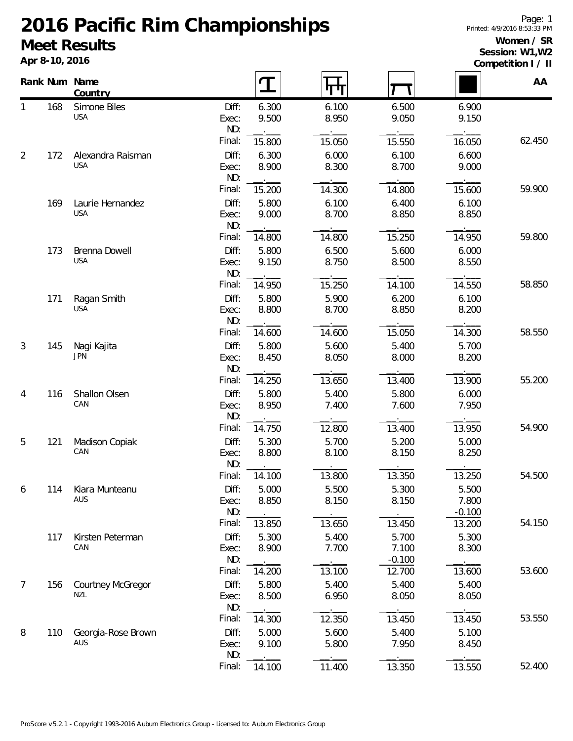# 2016 Pacific Rim Championships

## Meet Results

**Apr 8-10, 2016**

Printed: 4/9/2016 8:53:33 PM

**Women / SR**
**Session: W1,W2**
**Competition I / II**

| Rank | Num | Name / Country | | Vault | Uneven Bars | Balance Beam | Floor | AA |
|---|---|---|---|---|---|---|---|---|
| 1 | 168 | Simone Biles<br>USA | Diff: | 6.300 | 6.100 | 6.500 | 6.900 | |
| | | | Exec: | 9.500 | 8.950 | 9.050 | 9.150 | |
| | | | ND: | | | | | |
| | | | Final: | 15.800 | 15.050 | 15.550 | 16.050 | 62.450 |
| 2 | 172 | Alexandra Raisman<br>USA | Diff: | 6.300 | 6.000 | 6.100 | 6.600 | |
| | | | Exec: | 8.900 | 8.300 | 8.700 | 9.000 | |
| | | | ND: | | | | | |
| | | | Final: | 15.200 | 14.300 | 14.800 | 15.600 | 59.900 |
| | 169 | Laurie Hernandez<br>USA | Diff: | 5.800 | 6.100 | 6.400 | 6.100 | |
| | | | Exec: | 9.000 | 8.700 | 8.850 | 8.850 | |
| | | | ND: | | | | | |
| | | | Final: | 14.800 | 14.800 | 15.250 | 14.950 | 59.800 |
| | 173 | Brenna Dowell<br>USA | Diff: | 5.800 | 6.500 | 5.600 | 6.000 | |
| | | | Exec: | 9.150 | 8.750 | 8.500 | 8.550 | |
| | | | ND: | | | | | |
| | | | Final: | 14.950 | 15.250 | 14.100 | 14.550 | 58.850 |
| | 171 | Ragan Smith<br>USA | Diff: | 5.800 | 5.900 | 6.200 | 6.100 | |
| | | | Exec: | 8.800 | 8.700 | 8.850 | 8.200 | |
| | | | ND: | | | | | |
| | | | Final: | 14.600 | 14.600 | 15.050 | 14.300 | 58.550 |
| 3 | 145 | Nagi Kajita<br>JPN | Diff: | 5.800 | 5.600 | 5.400 | 5.700 | |
| | | | Exec: | 8.450 | 8.050 | 8.000 | 8.200 | |
| | | | ND: | | | | | |
| | | | Final: | 14.250 | 13.650 | 13.400 | 13.900 | 55.200 |
| 4 | 116 | Shallon Olsen<br>CAN | Diff: | 5.800 | 5.400 | 5.800 | 6.000 | |
| | | | Exec: | 8.950 | 7.400 | 7.600 | 7.950 | |
| | | | ND: | | | | | |
| | | | Final: | 14.750 | 12.800 | 13.400 | 13.950 | 54.900 |
| 5 | 121 | Madison Copiak<br>CAN | Diff: | 5.300 | 5.700 | 5.200 | 5.000 | |
| | | | Exec: | 8.800 | 8.100 | 8.150 | 8.250 | |
| | | | ND: | | | | | |
| | | | Final: | 14.100 | 13.800 | 13.350 | 13.250 | 54.500 |
| 6 | 114 | Kiara Munteanu<br>AUS | Diff: | 5.000 | 5.500 | 5.300 | 5.500 | |
| | | | Exec: | 8.850 | 8.150 | 8.150 | 7.800 | |
| | | | ND: | | | | -0.100 | |
| | | | Final: | 13.850 | 13.650 | 13.450 | 13.200 | 54.150 |
| | 117 | Kirsten Peterman<br>CAN | Diff: | 5.300 | 5.400 | 5.700 | 5.300 | |
| | | | Exec: | 8.900 | 7.700 | 7.100 | 8.300 | |
| | | | ND: | | | -0.100 | | |
| | | | Final: | 14.200 | 13.100 | 12.700 | 13.600 | 53.600 |
| 7 | 156 | Courtney McGregor<br>NZL | Diff: | 5.800 | 5.400 | 5.400 | 5.400 | |
| | | | Exec: | 8.500 | 6.950 | 8.050 | 8.050 | |
| | | | ND: | | | | | |
| | | | Final: | 14.300 | 12.350 | 13.450 | 13.450 | 53.550 |
| 8 | 110 | Georgia-Rose Brown<br>AUS | Diff: | 5.000 | 5.600 | 5.400 | 5.100 | |
| | | | Exec: | 9.100 | 5.800 | 7.950 | 8.450 | |
| | | | ND: | | | | | |
| | | | Final: | 14.100 | 11.400 | 13.350 | 13.550 | 52.400 |

ProScore v5.2.1 - Copyright 1993-2016 Auburn Electronics Group - Licensed to: Auburn Electronics Group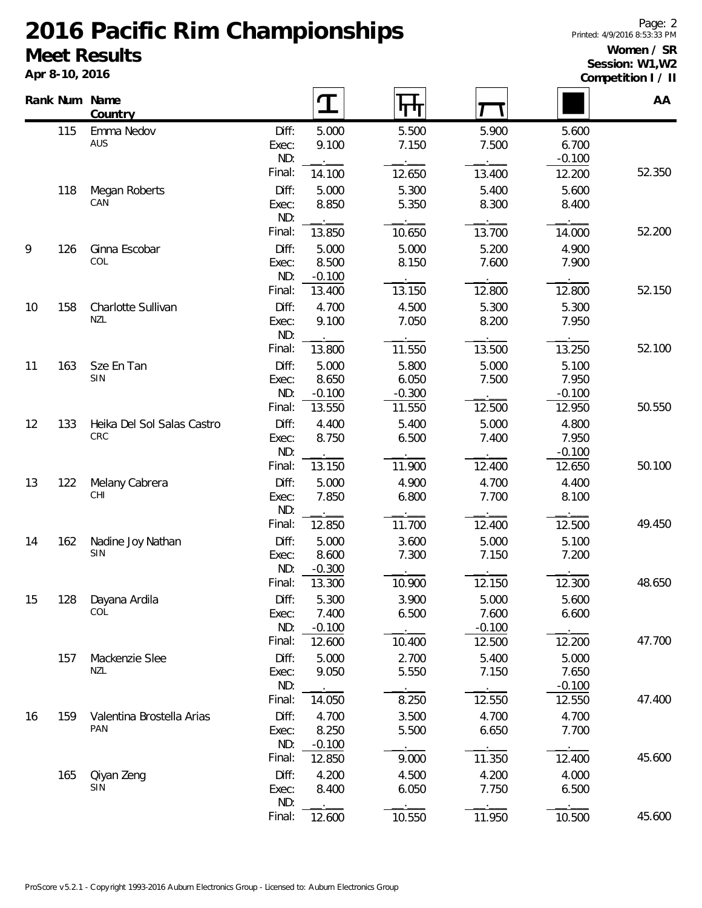# 2016 Pacific Rim Championships

## Meet Results

**Apr 8-10, 2016**

**Women / SR**
**Session: W1,W2**
**Competition I / II**

| Rank | Num | Name / Country | | Vault | Uneven Bars | Balance Beam | Floor | AA |
|---|---|---|---|---|---|---|---|---|
| | 115 | Emma Nedov | Diff: | 5.000 | 5.500 | 5.900 | 5.600 | |
| | | AUS | Exec: | 9.100 | 7.150 | 7.500 | 6.700 | |
| | | | ND: | | | | -0.100 | |
| | | | Final: | 14.100 | 12.650 | 13.400 | 12.200 | 52.350 |
| | 118 | Megan Roberts | Diff: | 5.000 | 5.300 | 5.400 | 5.600 | |
| | | CAN | Exec: | 8.850 | 5.350 | 8.300 | 8.400 | |
| | | | ND: | | | | | |
| | | | Final: | 13.850 | 10.650 | 13.700 | 14.000 | 52.200 |
| 9 | 126 | Ginna Escobar | Diff: | 5.000 | 5.000 | 5.200 | 4.900 | |
| | | COL | Exec: | 8.500 | 8.150 | 7.600 | 7.900 | |
| | | | ND: | -0.100 | | | | |
| | | | Final: | 13.400 | 13.150 | 12.800 | 12.800 | 52.150 |
| 10 | 158 | Charlotte Sullivan | Diff: | 4.700 | 4.500 | 5.300 | 5.300 | |
| | | NZL | Exec: | 9.100 | 7.050 | 8.200 | 7.950 | |
| | | | ND: | | | | | |
| | | | Final: | 13.800 | 11.550 | 13.500 | 13.250 | 52.100 |
| 11 | 163 | Sze En Tan | Diff: | 5.000 | 5.800 | 5.000 | 5.100 | |
| | | SIN | Exec: | 8.650 | 6.050 | 7.500 | 7.950 | |
| | | | ND: | -0.100 | -0.300 | | -0.100 | |
| | | | Final: | 13.550 | 11.550 | 12.500 | 12.950 | 50.550 |
| 12 | 133 | Heika Del Sol Salas Castro | Diff: | 4.400 | 5.400 | 5.000 | 4.800 | |
| | | CRC | Exec: | 8.750 | 6.500 | 7.400 | 7.950 | |
| | | | ND: | | | | -0.100 | |
| | | | Final: | 13.150 | 11.900 | 12.400 | 12.650 | 50.100 |
| 13 | 122 | Melany Cabrera | Diff: | 5.000 | 4.900 | 4.700 | 4.400 | |
| | | CHI | Exec: | 7.850 | 6.800 | 7.700 | 8.100 | |
| | | | ND: | | | | | |
| | | | Final: | 12.850 | 11.700 | 12.400 | 12.500 | 49.450 |
| 14 | 162 | Nadine Joy Nathan | Diff: | 5.000 | 3.600 | 5.000 | 5.100 | |
| | | SIN | Exec: | 8.600 | 7.300 | 7.150 | 7.200 | |
| | | | ND: | -0.300 | | | | |
| | | | Final: | 13.300 | 10.900 | 12.150 | 12.300 | 48.650 |
| 15 | 128 | Dayana Ardila | Diff: | 5.300 | 3.900 | 5.000 | 5.600 | |
| | | COL | Exec: | 7.400 | 6.500 | 7.600 | 6.600 | |
| | | | ND: | -0.100 | | -0.100 | | |
| | | | Final: | 12.600 | 10.400 | 12.500 | 12.200 | 47.700 |
| | 157 | Mackenzie Slee | Diff: | 5.000 | 2.700 | 5.400 | 5.000 | |
| | | NZL | Exec: | 9.050 | 5.550 | 7.150 | 7.650 | |
| | | | ND: | | | | -0.100 | |
| | | | Final: | 14.050 | 8.250 | 12.550 | 12.550 | 47.400 |
| 16 | 159 | Valentina Brostella Arias | Diff: | 4.700 | 3.500 | 4.700 | 4.700 | |
| | | PAN | Exec: | 8.250 | 5.500 | 6.650 | 7.700 | |
| | | | ND: | -0.100 | | | | |
| | | | Final: | 12.850 | 9.000 | 11.350 | 12.400 | 45.600 |
| | 165 | Qiyan Zeng | Diff: | 4.200 | 4.500 | 4.200 | 4.000 | |
| | | SIN | Exec: | 8.400 | 6.050 | 7.750 | 6.500 | |
| | | | ND: | | | | | |
| | | | Final: | 12.600 | 10.550 | 11.950 | 10.500 | 45.600 |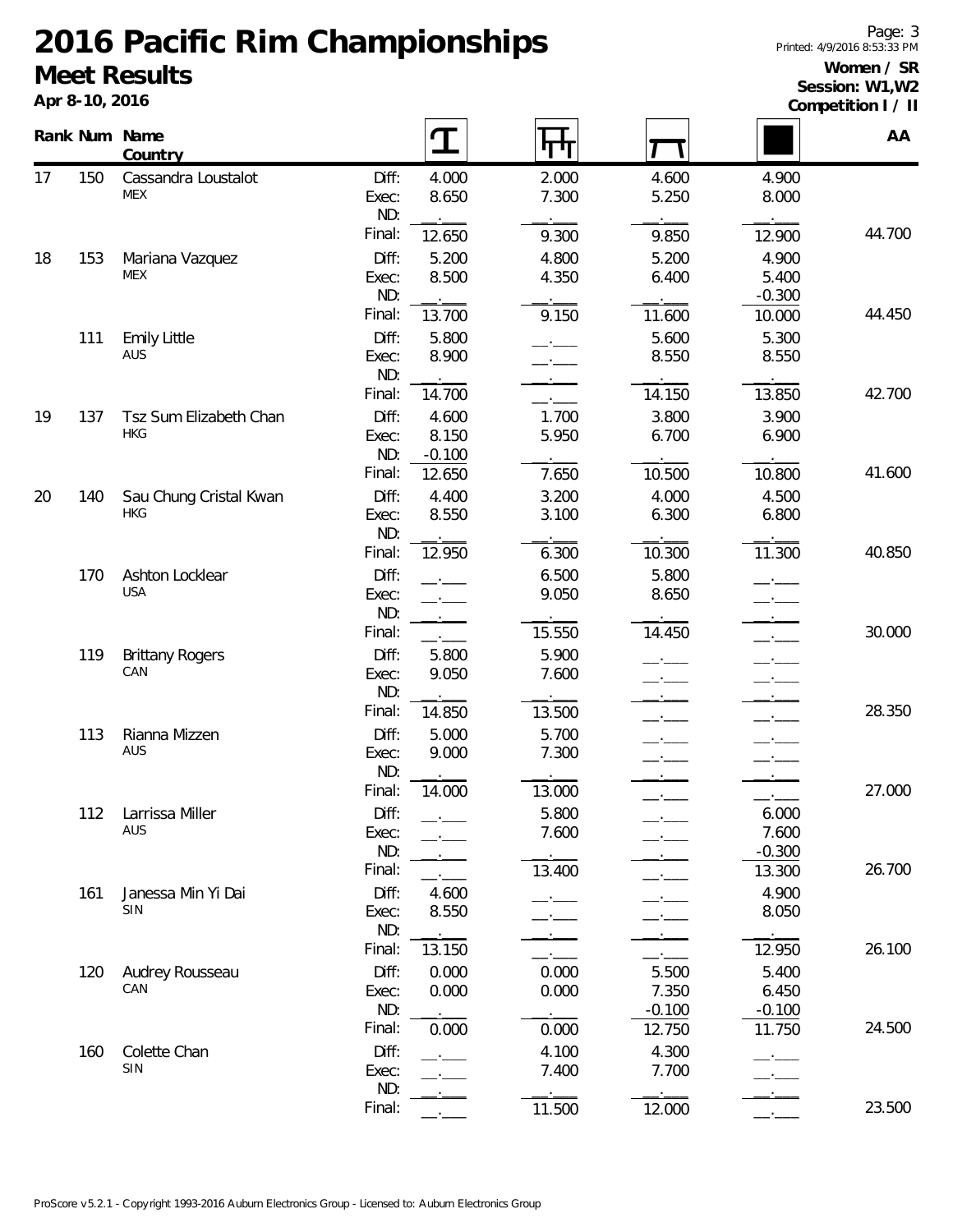# 2016 Pacific Rim Championships

## Meet Results

**Apr 8-10, 2016**

**Women / SR**
**Session: W1,W2**
**Competition I / II**

| Rank | Num | Name / Country | | Vault | Uneven Bars | Beam | Floor | AA |
|---|---|---|---|---|---|---|---|---|
| 17 | 150 | Cassandra Loustalot MEX | Diff: | 4.000 | 2.000 | 4.600 | 4.900 | |
| | | | Exec: | 8.650 | 7.300 | 5.250 | 8.000 | |
| | | | ND: | | | | | |
| | | | Final: | 12.650 | 9.300 | 9.850 | 12.900 | 44.700 |
| 18 | 153 | Mariana Vazquez MEX | Diff: | 5.200 | 4.800 | 5.200 | 4.900 | |
| | | | Exec: | 8.500 | 4.350 | 6.400 | 5.400 | |
| | | | ND: | | | | -0.300 | |
| | | | Final: | 13.700 | 9.150 | 11.600 | 10.000 | 44.450 |
| | 111 | Emily Little AUS | Diff: | 5.800 | | 5.600 | 5.300 | |
| | | | Exec: | 8.900 | | 8.550 | 8.550 | |
| | | | ND: | | | | | |
| | | | Final: | 14.700 | | 14.150 | 13.850 | 42.700 |
| 19 | 137 | Tsz Sum Elizabeth Chan HKG | Diff: | 4.600 | 1.700 | 3.800 | 3.900 | |
| | | | Exec: | 8.150 | 5.950 | 6.700 | 6.900 | |
| | | | ND: | -0.100 | | | | |
| | | | Final: | 12.650 | 7.650 | 10.500 | 10.800 | 41.600 |
| 20 | 140 | Sau Chung Cristal Kwan HKG | Diff: | 4.400 | 3.200 | 4.000 | 4.500 | |
| | | | Exec: | 8.550 | 3.100 | 6.300 | 6.800 | |
| | | | ND: | | | | | |
| | | | Final: | 12.950 | 6.300 | 10.300 | 11.300 | 40.850 |
| | 170 | Ashton Locklear USA | Diff: | | 6.500 | 5.800 | | |
| | | | Exec: | | 9.050 | 8.650 | | |
| | | | ND: | | | | | |
| | | | Final: | | 15.550 | 14.450 | | 30.000 |
| | 119 | Brittany Rogers CAN | Diff: | 5.800 | 5.900 | | | |
| | | | Exec: | 9.050 | 7.600 | | | |
| | | | ND: | | | | | |
| | | | Final: | 14.850 | 13.500 | | | 28.350 |
| | 113 | Rianna Mizzen AUS | Diff: | 5.000 | 5.700 | | | |
| | | | Exec: | 9.000 | 7.300 | | | |
| | | | ND: | | | | | |
| | | | Final: | 14.000 | 13.000 | | | 27.000 |
| | 112 | Larrissa Miller AUS | Diff: | | 5.800 | | 6.000 | |
| | | | Exec: | | 7.600 | | 7.600 | |
| | | | ND: | | | | -0.300 | |
| | | | Final: | | 13.400 | | 13.300 | 26.700 |
| | 161 | Janessa Min Yi Dai SIN | Diff: | 4.600 | | | 4.900 | |
| | | | Exec: | 8.550 | | | 8.050 | |
| | | | ND: | | | | | |
| | | | Final: | 13.150 | | | 12.950 | 26.100 |
| | 120 | Audrey Rousseau CAN | Diff: | 0.000 | 0.000 | 5.500 | 5.400 | |
| | | | Exec: | 0.000 | 0.000 | 7.350 | 6.450 | |
| | | | ND: | | | -0.100 | -0.100 | |
| | | | Final: | 0.000 | 0.000 | 12.750 | 11.750 | 24.500 |
| | 160 | Colette Chan SIN | Diff: | | 4.100 | 4.300 | | |
| | | | Exec: | | 7.400 | 7.700 | | |
| | | | ND: | | | | | |
| | | | Final: | | 11.500 | 12.000 | | 23.500 |

ProScore v5.2.1 - Copyright 1993-2016 Auburn Electronics Group - Licensed to: Auburn Electronics Group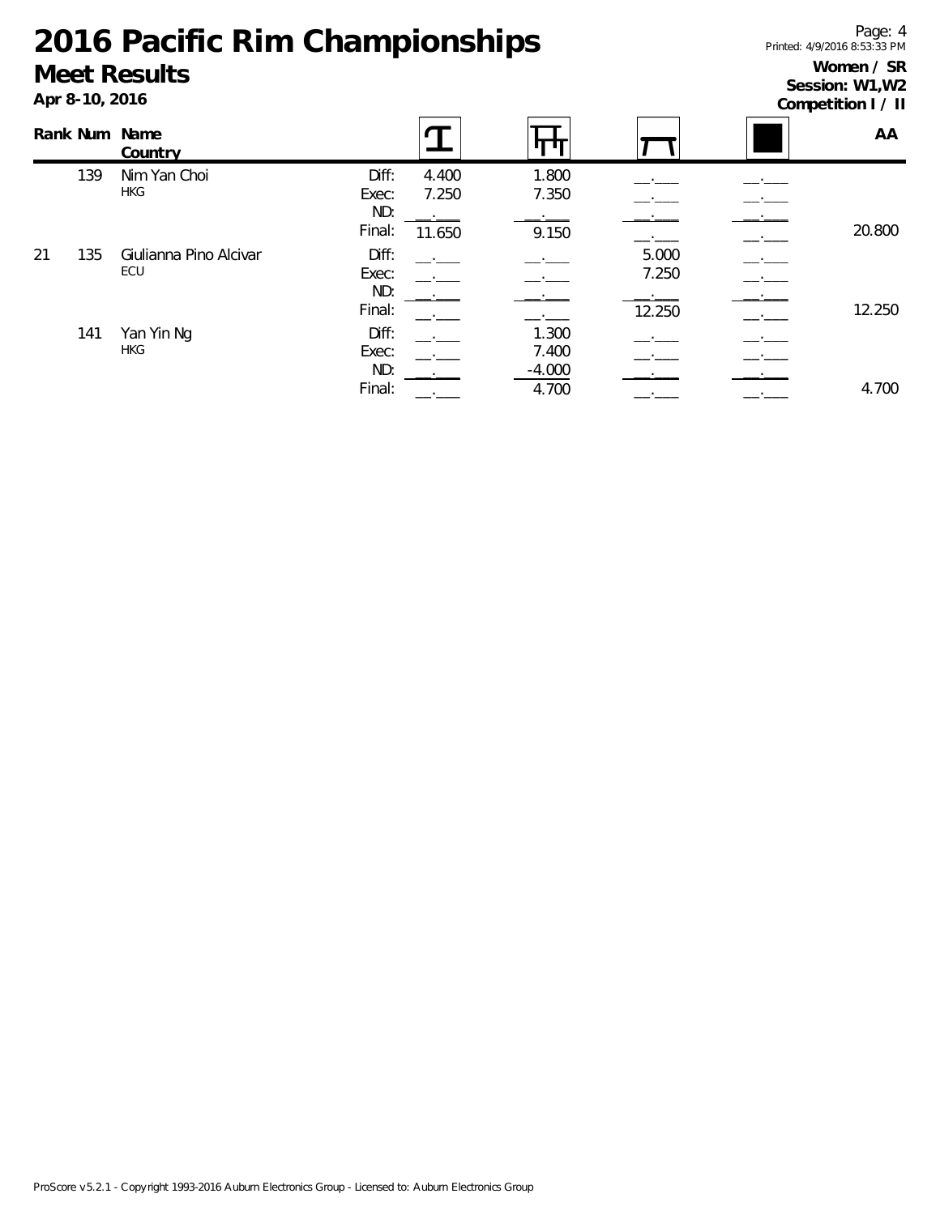# 2016 Pacific Rim Championships

## Meet Results

**Apr 8-10, 2016**

**Women / SR**
**Session: W1,W2**
**Competition I / II**

| Rank | Num | Name / Country | | Vault | Uneven Bars | Balance Beam | Floor | AA |
|---|---|---|---|---|---|---|---|---|
| | 139 | Nim Yan Choi | Diff: | 4.400 | 1.800 | __.___ | __.___ | |
| | | HKG | Exec: | 7.250 | 7.350 | __.___ | __.___ | |
| | | | ND: | __.___ | __.___ | __.___ | __.___ | |
| | | | Final: | 11.650 | 9.150 | __.___ | __.___ | 20.800 |
| 21 | 135 | Giulianna Pino Alcivar | Diff: | __.___ | __.___ | 5.000 | __.___ | |
| | | ECU | Exec: | __.___ | __.___ | 7.250 | __.___ | |
| | | | ND: | __.___ | __.___ | __.___ | __.___ | |
| | | | Final: | __.___ | __.___ | 12.250 | __.___ | 12.250 |
| | 141 | Yan Yin Ng | Diff: | __.___ | 1.300 | __.___ | __.___ | |
| | | HKG | Exec: | __.___ | 7.400 | __.___ | __.___ | |
| | | | ND: | __.___ | -4.000 | __.___ | __.___ | |
| | | | Final: | __.___ | 4.700 | __.___ | __.___ | 4.700 |

ProScore v5.2.1 - Copyright 1993-2016 Auburn Electronics Group - Licensed to: Auburn Electronics Group